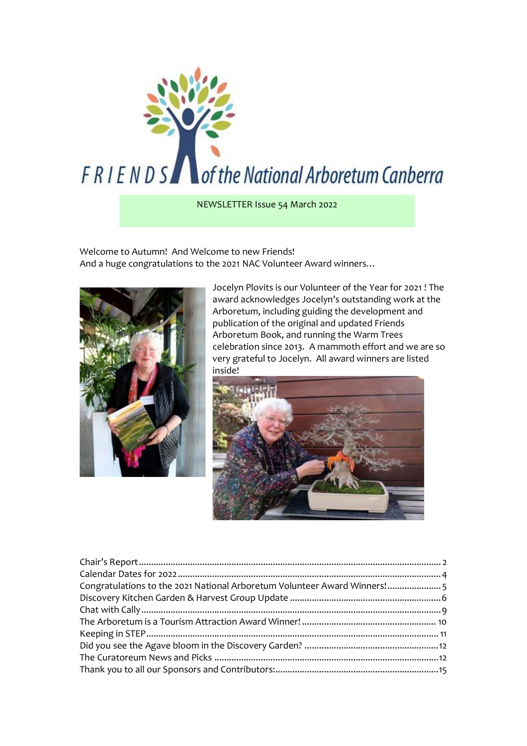# FRIENDS of the National Arboretum Canberra

NEWSLETTER Issue 54 March 2022

Welcome to Autumn! And Welcome to new Friends!
And a huge congratulations to the 2021 NAC Volunteer Award winners…

Jocelyn Plovits is our Volunteer of the Year for 2021 ! The award acknowledges Jocelyn's outstanding work at the Arboretum, including guiding the development and publication of the original and updated Friends Arboretum Book, and running the Warm Trees celebration since 2013. A mammoth effort and we are so very grateful to Jocelyn. All award winners are listed inside!

Chair's Report....................2
Calendar Dates for 2022....................4
Congratulations to the 2021 National Arboretum Volunteer Award Winners!....................5
Discovery Kitchen Garden & Harvest Group Update....................6
Chat with Cally....................9
The Arboretum is a Tourism Attraction Award Winner!....................10
Keeping in STEP....................11
Did you see the Agave bloom in the Discovery Garden?....................12
The Curatoreum News and Picks....................12
Thank you to all our Sponsors and Contributors:....................15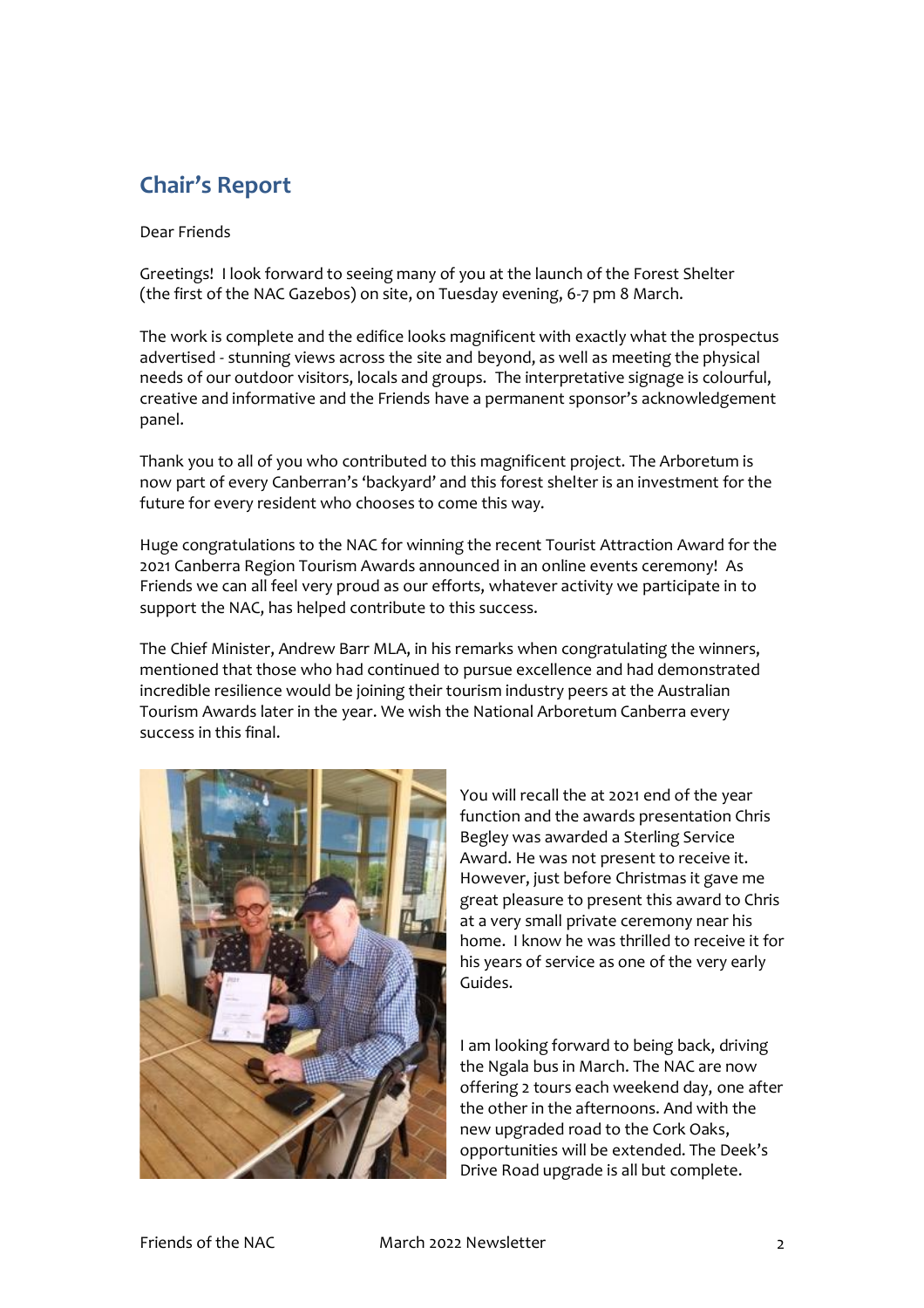## Chair's Report

Dear Friends

Greetings! I look forward to seeing many of you at the launch of the Forest Shelter (the first of the NAC Gazebos) on site, on Tuesday evening, 6-7 pm 8 March.

The work is complete and the edifice looks magnificent with exactly what the prospectus advertised - stunning views across the site and beyond, as well as meeting the physical needs of our outdoor visitors, locals and groups. The interpretative signage is colourful, creative and informative and the Friends have a permanent sponsor's acknowledgement panel.

Thank you to all of you who contributed to this magnificent project. The Arboretum is now part of every Canberran's 'backyard' and this forest shelter is an investment for the future for every resident who chooses to come this way.

Huge congratulations to the NAC for winning the recent Tourist Attraction Award for the 2021 Canberra Region Tourism Awards announced in an online events ceremony! As Friends we can all feel very proud as our efforts, whatever activity we participate in to support the NAC, has helped contribute to this success.

The Chief Minister, Andrew Barr MLA, in his remarks when congratulating the winners, mentioned that those who had continued to pursue excellence and had demonstrated incredible resilience would be joining their tourism industry peers at the Australian Tourism Awards later in the year. We wish the National Arboretum Canberra every success in this final.

You will recall the at 2021 end of the year function and the awards presentation Chris Begley was awarded a Sterling Service Award. He was not present to receive it. However, just before Christmas it gave me great pleasure to present this award to Chris at a very small private ceremony near his home. I know he was thrilled to receive it for his years of service as one of the very early Guides.

I am looking forward to being back, driving the Ngala bus in March. The NAC are now offering 2 tours each weekend day, one after the other in the afternoons. And with the new upgraded road to the Cork Oaks, opportunities will be extended. The Deek's Drive Road upgrade is all but complete.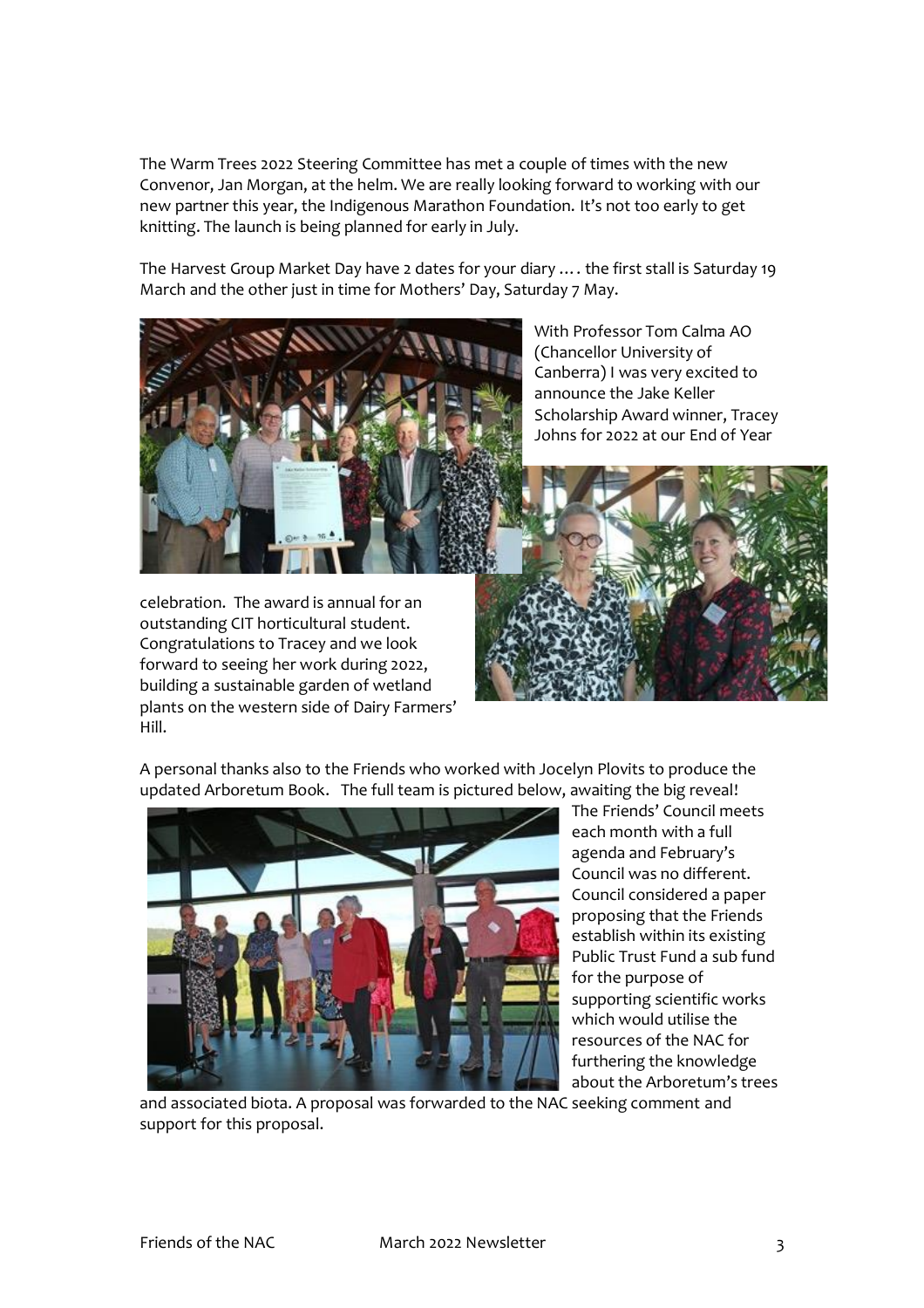The Warm Trees 2022 Steering Committee has met a couple of times with the new Convenor, Jan Morgan, at the helm. We are really looking forward to working with our new partner this year, the Indigenous Marathon Foundation. It's not too early to get knitting. The launch is being planned for early in July.

The Harvest Group Market Day have 2 dates for your diary …. the first stall is Saturday 19 March and the other just in time for Mothers' Day, Saturday 7 May.

With Professor Tom Calma AO (Chancellor University of Canberra) I was very excited to announce the Jake Keller Scholarship Award winner, Tracey Johns for 2022 at our End of Year celebration. The award is annual for an outstanding CIT horticultural student. Congratulations to Tracey and we look forward to seeing her work during 2022, building a sustainable garden of wetland plants on the western side of Dairy Farmers' Hill.

A personal thanks also to the Friends who worked with Jocelyn Plovits to produce the updated Arboretum Book. The full team is pictured below, awaiting the big reveal!

The Friends' Council meets each month with a full agenda and February's Council was no different. Council considered a paper proposing that the Friends establish within its existing Public Trust Fund a sub fund for the purpose of supporting scientific works which would utilise the resources of the NAC for furthering the knowledge about the Arboretum's trees and associated biota. A proposal was forwarded to the NAC seeking comment and support for this proposal.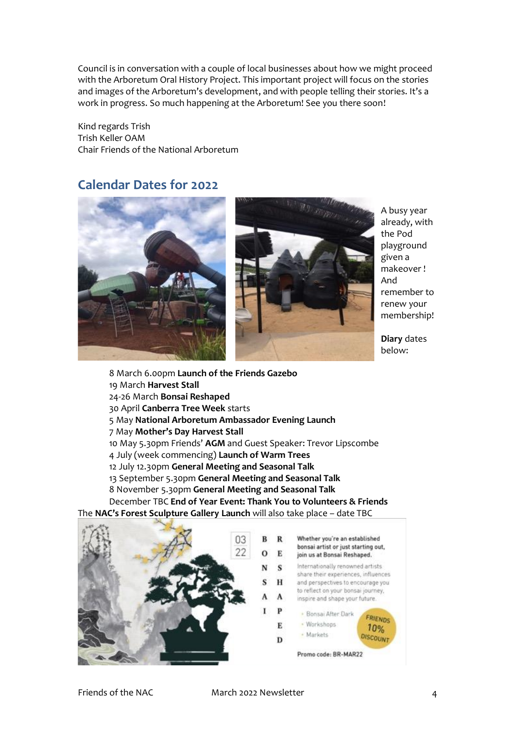Council is in conversation with a couple of local businesses about how we might proceed with the Arboretum Oral History Project. This important project will focus on the stories and images of the Arboretum's development, and with people telling their stories. It's a work in progress. So much happening at the Arboretum! See you there soon!

Kind regards Trish
Trish Keller OAM
Chair Friends of the National Arboretum

## Calendar Dates for 2022

A busy year already, with the Pod playground given a makeover ! And remember to renew your membership!

**Diary** dates below:

8 March 6.00pm **Launch of the Friends Gazebo**
19 March **Harvest Stall**
24-26 March **Bonsai Reshaped**
30 April **Canberra Tree Week** starts
5 May **National Arboretum Ambassador Evening Launch**
7 May **Mother's Day Harvest Stall**
10 May 5.30pm Friends' **AGM** and Guest Speaker: Trevor Lipscombe
4 July (week commencing) **Launch of Warm Trees**
12 July 12.30pm **General Meeting and Seasonal Talk**
13 September 5.30pm **General Meeting and Seasonal Talk**
8 November 5.30pm **General Meeting and Seasonal Talk**
December TBC **End of Year Event: Thank You to Volunteers & Friends**

The **NAC's Forest Sculpture Gallery Launch** will also take place – date TBC

03 22 BONSAI RESHAPED

**Whether you're an established bonsai artist or just starting out, join us at Bonsai Reshaped.**

Internationally renowned artists share their experiences, influences and perspectives to encourage you to reflect on your bonsai journey, inspire and shape your future.

- Bonsai After Dark
- Workshops
- Markets

FRIENDS 10% DISCOUNT

Promo code: BR-MAR22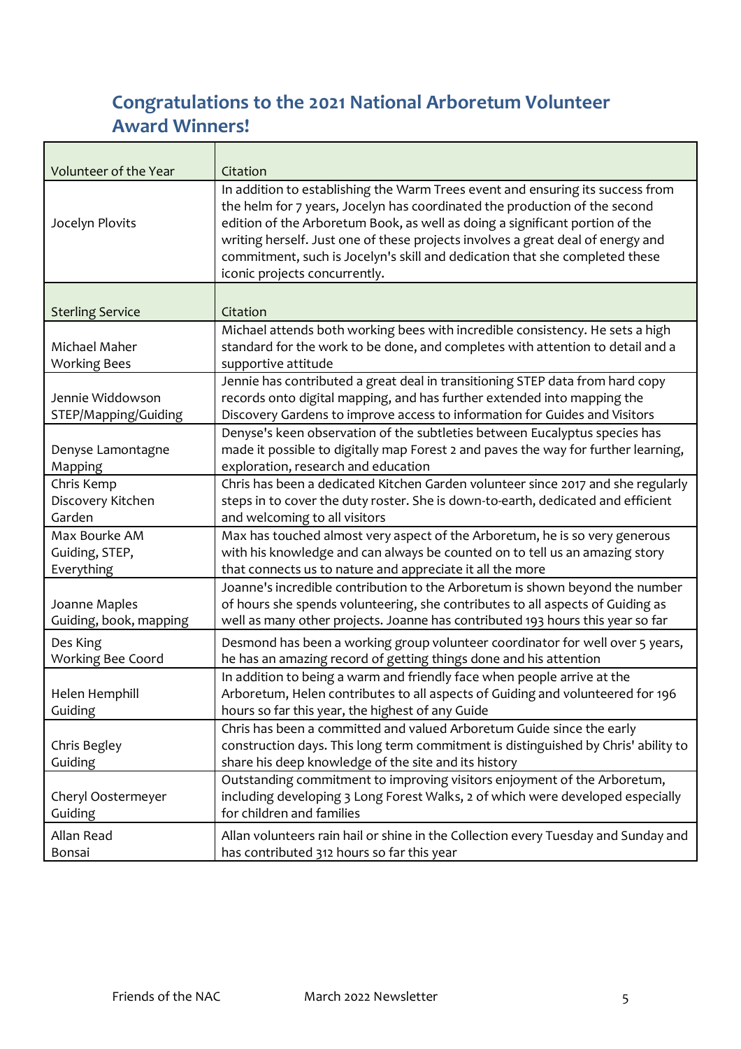## Congratulations to the 2021 National Arboretum Volunteer Award Winners!

| Volunteer of the Year | Citation |
|---|---|
| Jocelyn Plovits | In addition to establishing the Warm Trees event and ensuring its success from the helm for 7 years, Jocelyn has coordinated the production of the second edition of the Arboretum Book, as well as doing a significant portion of the writing herself. Just one of these projects involves a great deal of energy and commitment, such is Jocelyn's skill and dedication that she completed these iconic projects concurrently. |
| **Sterling Service** | **Citation** |
| Michael Maher<br>Working Bees | Michael attends both working bees with incredible consistency. He sets a high standard for the work to be done, and completes with attention to detail and a supportive attitude |
| Jennie Widdowson<br>STEP/Mapping/Guiding | Jennie has contributed a great deal in transitioning STEP data from hard copy records onto digital mapping, and has further extended into mapping the Discovery Gardens to improve access to information for Guides and Visitors |
| Denyse Lamontagne<br>Mapping | Denyse's keen observation of the subtleties between Eucalyptus species has made it possible to digitally map Forest 2 and paves the way for further learning, exploration, research and education |
| Chris Kemp<br>Discovery Kitchen Garden | Chris has been a dedicated Kitchen Garden volunteer since 2017 and she regularly steps in to cover the duty roster. She is down-to-earth, dedicated and efficient and welcoming to all visitors |
| Max Bourke AM<br>Guiding, STEP, Everything | Max has touched almost very aspect of the Arboretum, he is so very generous with his knowledge and can always be counted on to tell us an amazing story that connects us to nature and appreciate it all the more |
| Joanne Maples<br>Guiding, book, mapping | Joanne's incredible contribution to the Arboretum is shown beyond the number of hours she spends volunteering, she contributes to all aspects of Guiding as well as many other projects. Joanne has contributed 193 hours this year so far |
| Des King<br>Working Bee Coord | Desmond has been a working group volunteer coordinator for well over 5 years, he has an amazing record of getting things done and his attention |
| Helen Hemphill<br>Guiding | In addition to being a warm and friendly face when people arrive at the Arboretum, Helen contributes to all aspects of Guiding and volunteered for 196 hours so far this year, the highest of any Guide |
| Chris Begley<br>Guiding | Chris has been a committed and valued Arboretum Guide since the early construction days. This long term commitment is distinguished by Chris' ability to share his deep knowledge of the site and its history |
| Cheryl Oostermeyer<br>Guiding | Outstanding commitment to improving visitors enjoyment of the Arboretum, including developing 3 Long Forest Walks, 2 of which were developed especially for children and families |
| Allan Read<br>Bonsai | Allan volunteers rain hail or shine in the Collection every Tuesday and Sunday and has contributed 312 hours so far this year |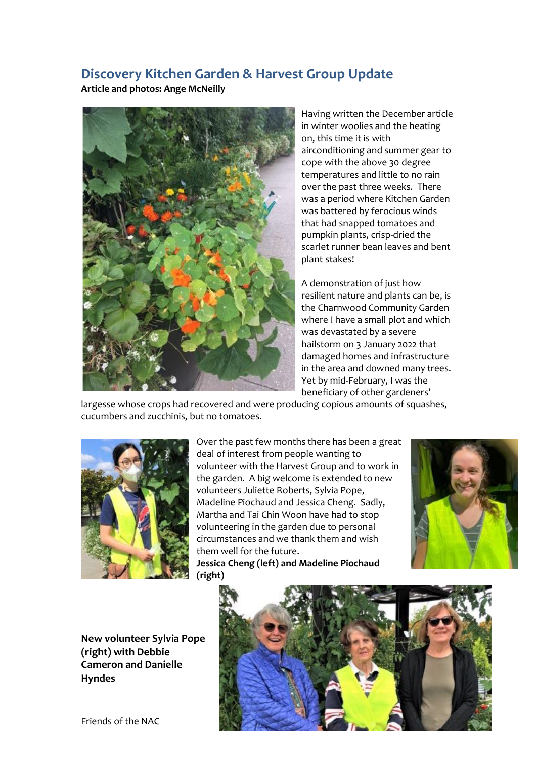## Discovery Kitchen Garden & Harvest Group Update

**Article and photos: Ange McNeilly**

Having written the December article in winter woolies and the heating on, this time it is with airconditioning and summer gear to cope with the above 30 degree temperatures and little to no rain over the past three weeks. There was a period where Kitchen Garden was battered by ferocious winds that had snapped tomatoes and pumpkin plants, crisp-dried the scarlet runner bean leaves and bent plant stakes!

A demonstration of just how resilient nature and plants can be, is the Charnwood Community Garden where I have a small plot and which was devastated by a severe hailstorm on 3 January 2022 that damaged homes and infrastructure in the area and downed many trees. Yet by mid-February, I was the beneficiary of other gardeners' largesse whose crops had recovered and were producing copious amounts of squashes, cucumbers and zucchinis, but no tomatoes.

Over the past few months there has been a great deal of interest from people wanting to volunteer with the Harvest Group and to work in the garden. A big welcome is extended to new volunteers Juliette Roberts, Sylvia Pope, Madeline Piochaud and Jessica Cheng. Sadly, Martha and Tai Chin Woon have had to stop volunteering in the garden due to personal circumstances and we thank them and wish them well for the future.

**Jessica Cheng (left) and Madeline Piochaud (right)**

**New volunteer Sylvia Pope (right) with Debbie Cameron and Danielle Hyndes**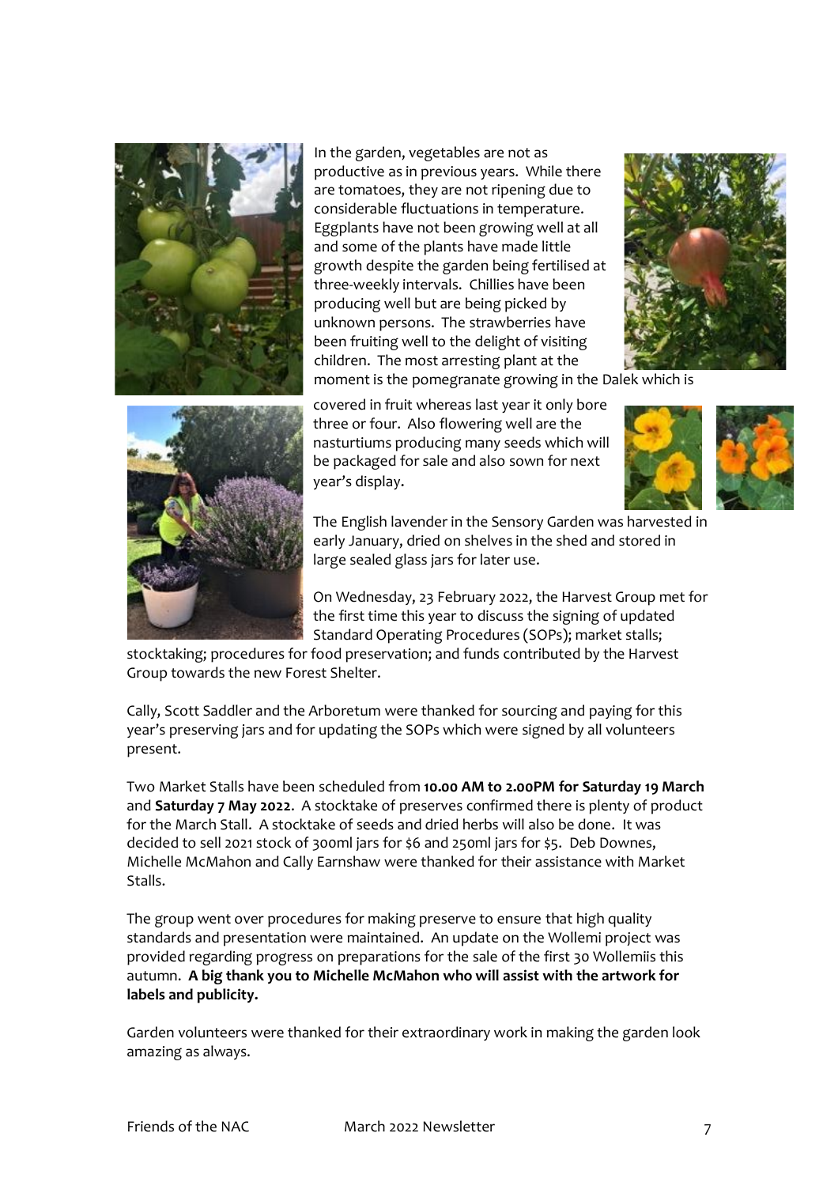In the garden, vegetables are not as productive as in previous years. While there are tomatoes, they are not ripening due to considerable fluctuations in temperature. Eggplants have not been growing well at all and some of the plants have made little growth despite the garden being fertilised at three-weekly intervals. Chillies have been producing well but are being picked by unknown persons. The strawberries have been fruiting well to the delight of visiting children. The most arresting plant at the moment is the pomegranate growing in the Dalek which is covered in fruit whereas last year it only bore three or four. Also flowering well are the nasturtiums producing many seeds which will be packaged for sale and also sown for next year's display.

The English lavender in the Sensory Garden was harvested in early January, dried on shelves in the shed and stored in large sealed glass jars for later use.

On Wednesday, 23 February 2022, the Harvest Group met for the first time this year to discuss the signing of updated Standard Operating Procedures (SOPs); market stalls; stocktaking; procedures for food preservation; and funds contributed by the Harvest Group towards the new Forest Shelter.

Cally, Scott Saddler and the Arboretum were thanked for sourcing and paying for this year's preserving jars and for updating the SOPs which were signed by all volunteers present.

Two Market Stalls have been scheduled from **10.00 AM to 2.00PM for Saturday 19 March** and **Saturday 7 May 2022**. A stocktake of preserves confirmed there is plenty of product for the March Stall. A stocktake of seeds and dried herbs will also be done. It was decided to sell 2021 stock of 300ml jars for $6 and 250ml jars for $5. Deb Downes, Michelle McMahon and Cally Earnshaw were thanked for their assistance with Market Stalls.

The group went over procedures for making preserve to ensure that high quality standards and presentation were maintained. An update on the Wollemi project was provided regarding progress on preparations for the sale of the first 30 Wollemiis this autumn. **A big thank you to Michelle McMahon who will assist with the artwork for labels and publicity.**

Garden volunteers were thanked for their extraordinary work in making the garden look amazing as always.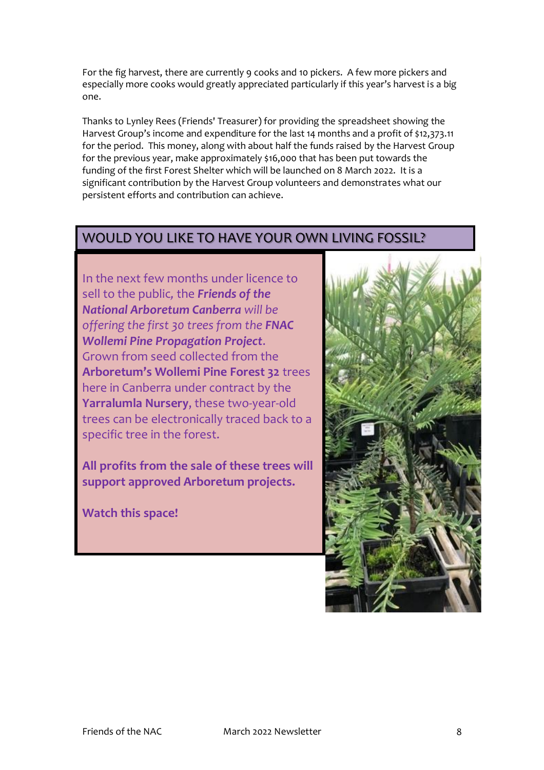For the fig harvest, there are currently 9 cooks and 10 pickers. A few more pickers and especially more cooks would greatly appreciated particularly if this year's harvest is a big one.

Thanks to Lynley Rees (Friends' Treasurer) for providing the spreadsheet showing the Harvest Group's income and expenditure for the last 14 months and a profit of $12,373.11 for the period. This money, along with about half the funds raised by the Harvest Group for the previous year, make approximately $16,000 that has been put towards the funding of the first Forest Shelter which will be launched on 8 March 2022. It is a significant contribution by the Harvest Group volunteers and demonstrates what our persistent efforts and contribution can achieve.

## WOULD YOU LIKE TO HAVE YOUR OWN LIVING FOSSIL?

In the next few months under licence to sell to the public, the ***Friends of the National Arboretum Canberra*** *will be offering the first 30 trees from the* ***FNAC Wollemi Pine Propagation Project***. Grown from seed collected from the **Arboretum's Wollemi Pine Forest 32** trees here in Canberra under contract by the **Yarralumla Nursery**, these two-year-old trees can be electronically traced back to a specific tree in the forest.

**All profits from the sale of these trees will support approved Arboretum projects.**

**Watch this space!**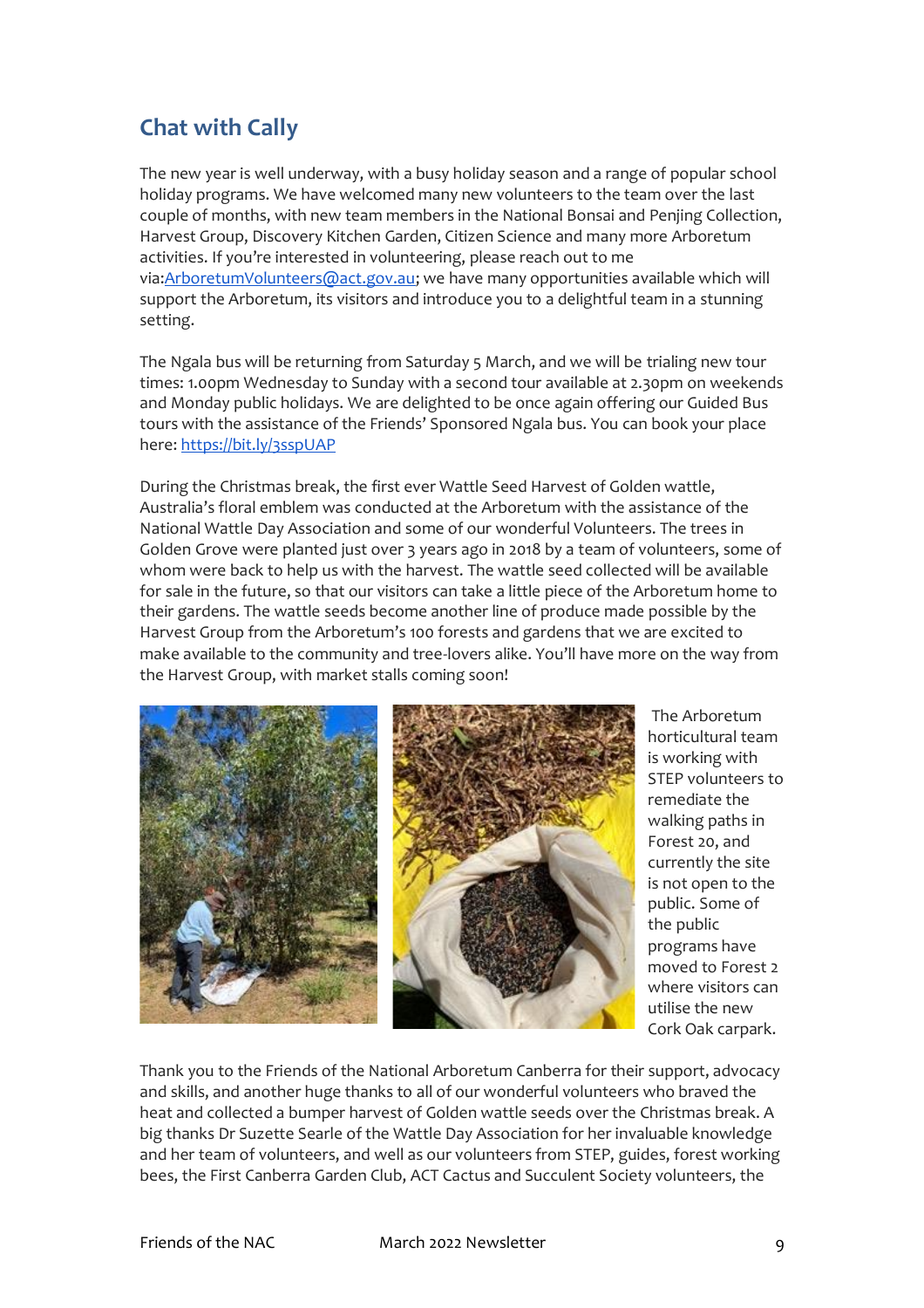## Chat with Cally

The new year is well underway, with a busy holiday season and a range of popular school holiday programs. We have welcomed many new volunteers to the team over the last couple of months, with new team members in the National Bonsai and Penjing Collection, Harvest Group, Discovery Kitchen Garden, Citizen Science and many more Arboretum activities. If you're interested in volunteering, please reach out to me via:ArboretumVolunteers@act.gov.au; we have many opportunities available which will support the Arboretum, its visitors and introduce you to a delightful team in a stunning setting.

The Ngala bus will be returning from Saturday 5 March, and we will be trialing new tour times: 1.00pm Wednesday to Sunday with a second tour available at 2.30pm on weekends and Monday public holidays. We are delighted to be once again offering our Guided Bus tours with the assistance of the Friends' Sponsored Ngala bus. You can book your place here: https://bit.ly/3sspUAP

During the Christmas break, the first ever Wattle Seed Harvest of Golden wattle, Australia's floral emblem was conducted at the Arboretum with the assistance of the National Wattle Day Association and some of our wonderful Volunteers. The trees in Golden Grove were planted just over 3 years ago in 2018 by a team of volunteers, some of whom were back to help us with the harvest. The wattle seed collected will be available for sale in the future, so that our visitors can take a little piece of the Arboretum home to their gardens. The wattle seeds become another line of produce made possible by the Harvest Group from the Arboretum's 100 forests and gardens that we are excited to make available to the community and tree-lovers alike. You'll have more on the way from the Harvest Group, with market stalls coming soon!

The Arboretum horticultural team is working with STEP volunteers to remediate the walking paths in Forest 20, and currently the site is not open to the public. Some of the public programs have moved to Forest 2 where visitors can utilise the new Cork Oak carpark.

Thank you to the Friends of the National Arboretum Canberra for their support, advocacy and skills, and another huge thanks to all of our wonderful volunteers who braved the heat and collected a bumper harvest of Golden wattle seeds over the Christmas break. A big thanks Dr Suzette Searle of the Wattle Day Association for her invaluable knowledge and her team of volunteers, and well as our volunteers from STEP, guides, forest working bees, the First Canberra Garden Club, ACT Cactus and Succulent Society volunteers, the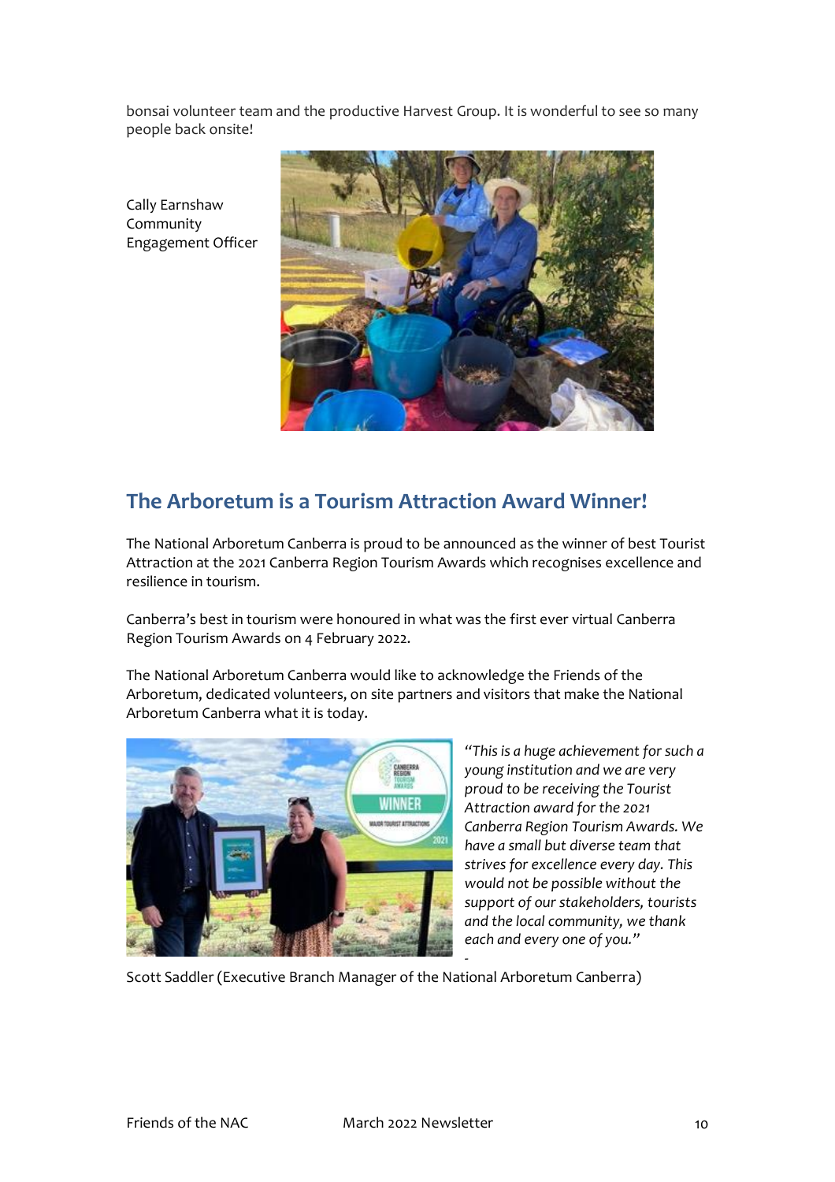bonsai volunteer team and the productive Harvest Group. It is wonderful to see so many people back onsite!

Cally Earnshaw
Community Engagement Officer

## The Arboretum is a Tourism Attraction Award Winner!

The National Arboretum Canberra is proud to be announced as the winner of best Tourist Attraction at the 2021 Canberra Region Tourism Awards which recognises excellence and resilience in tourism.

Canberra's best in tourism were honoured in what was the first ever virtual Canberra Region Tourism Awards on 4 February 2022.

The National Arboretum Canberra would like to acknowledge the Friends of the Arboretum, dedicated volunteers, on site partners and visitors that make the National Arboretum Canberra what it is today.

*"This is a huge achievement for such a young institution and we are very proud to be receiving the Tourist Attraction award for the 2021 Canberra Region Tourism Awards. We have a small but diverse team that strives for excellence every day. This would not be possible without the support of our stakeholders, tourists and the local community, we thank each and every one of you."*

\- Scott Saddler (Executive Branch Manager of the National Arboretum Canberra)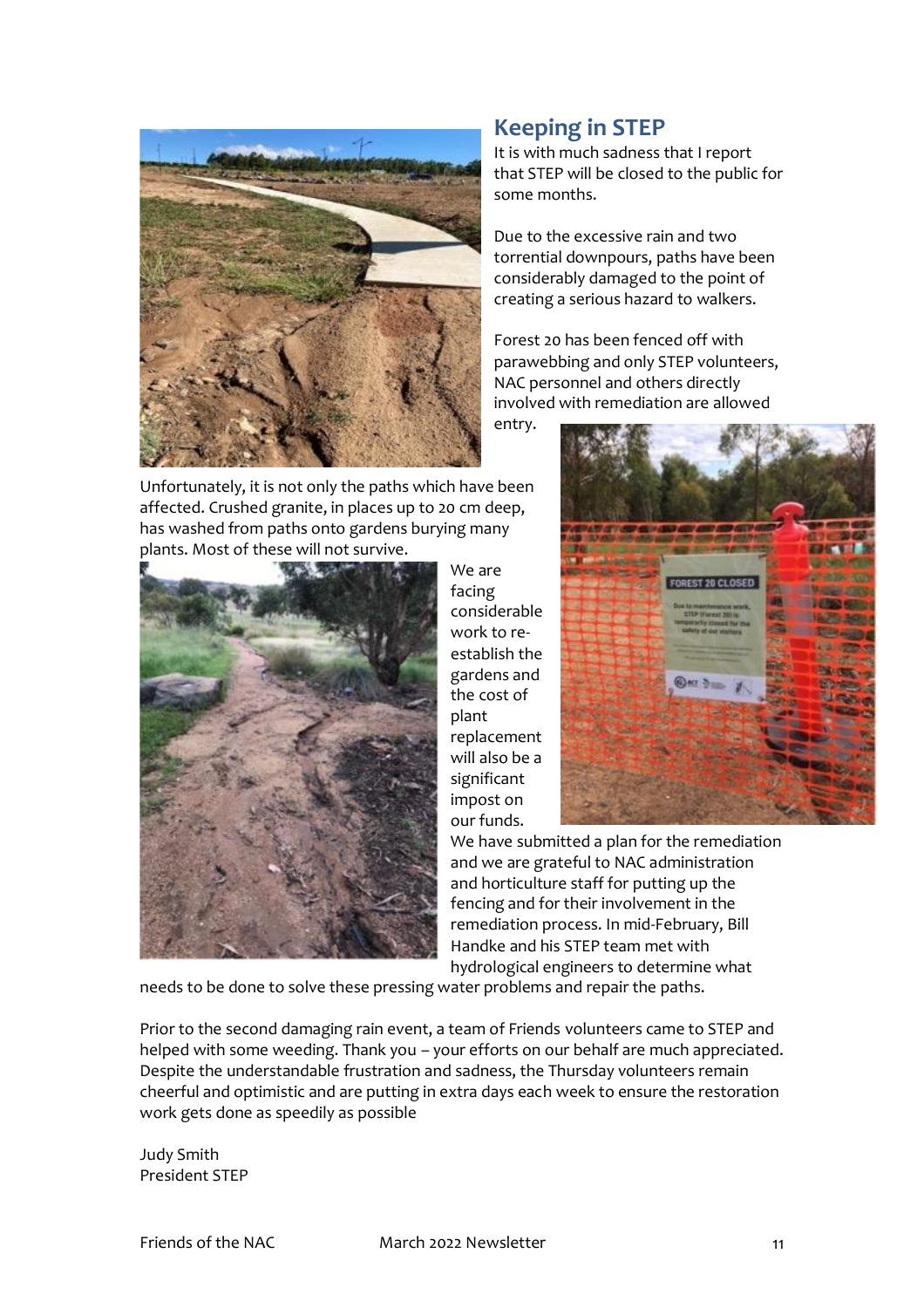## Keeping in STEP

It is with much sadness that I report that STEP will be closed to the public for some months.

Due to the excessive rain and two torrential downpours, paths have been considerably damaged to the point of creating a serious hazard to walkers.

Forest 20 has been fenced off with parawebbing and only STEP volunteers, NAC personnel and others directly involved with remediation are allowed entry.

Unfortunately, it is not only the paths which have been affected. Crushed granite, in places up to 20 cm deep, has washed from paths onto gardens burying many plants. Most of these will not survive.

We are facing considerable work to re-establish the gardens and the cost of plant replacement will also be a significant impost on our funds.

We have submitted a plan for the remediation and we are grateful to NAC administration and horticulture staff for putting up the fencing and for their involvement in the remediation process. In mid-February, Bill Handke and his STEP team met with hydrological engineers to determine what needs to be done to solve these pressing water problems and repair the paths.

Prior to the second damaging rain event, a team of Friends volunteers came to STEP and helped with some weeding. Thank you – your efforts on our behalf are much appreciated. Despite the understandable frustration and sadness, the Thursday volunteers remain cheerful and optimistic and are putting in extra days each week to ensure the restoration work gets done as speedily as possible

Judy Smith
President STEP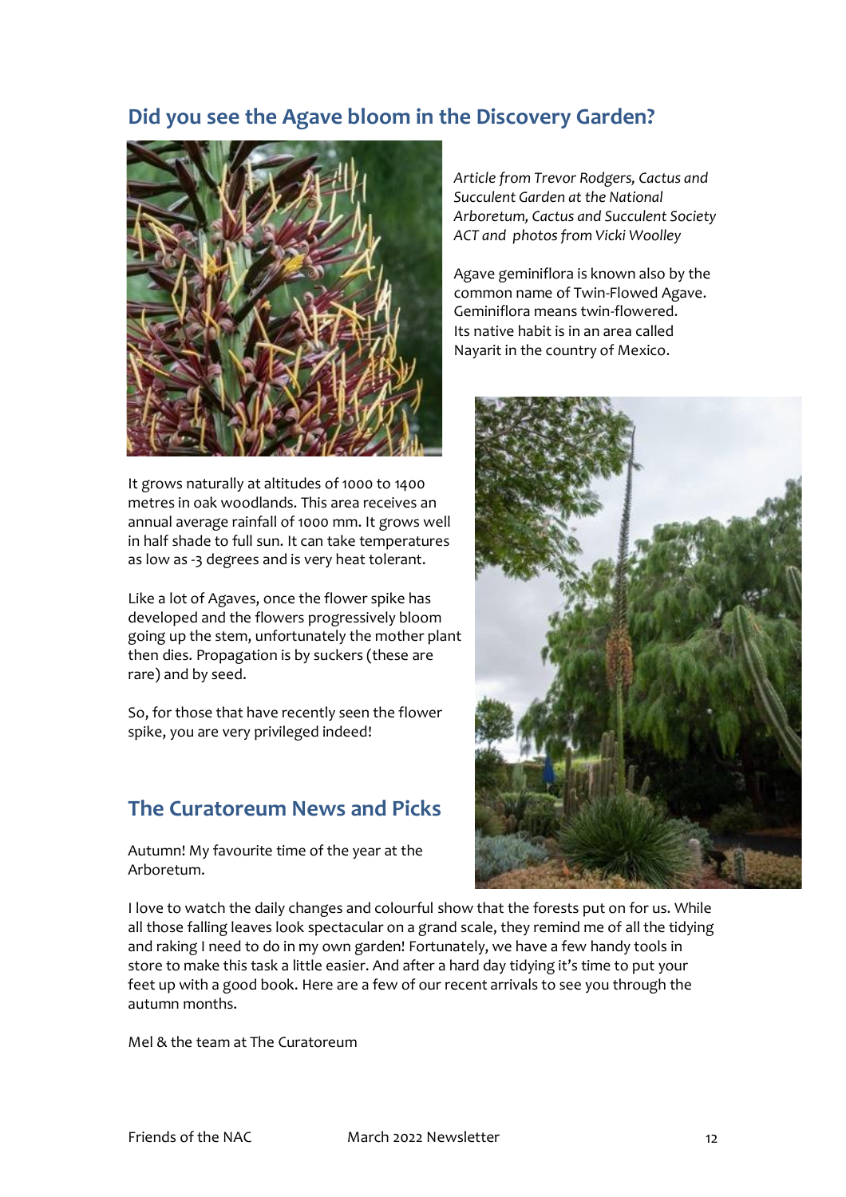## Did you see the Agave bloom in the Discovery Garden?

*Article from Trevor Rodgers, Cactus and Succulent Garden at the National Arboretum, Cactus and Succulent Society ACT and photos from Vicki Woolley*

Agave geminiflora is known also by the common name of Twin-Flowed Agave. Geminiflora means twin-flowered. Its native habit is in an area called Nayarit in the country of Mexico.

It grows naturally at altitudes of 1000 to 1400 metres in oak woodlands. This area receives an annual average rainfall of 1000 mm. It grows well in half shade to full sun. It can take temperatures as low as -3 degrees and is very heat tolerant.

Like a lot of Agaves, once the flower spike has developed and the flowers progressively bloom going up the stem, unfortunately the mother plant then dies. Propagation is by suckers (these are rare) and by seed.

So, for those that have recently seen the flower spike, you are very privileged indeed!

## The Curatoreum News and Picks

Autumn! My favourite time of the year at the Arboretum.

I love to watch the daily changes and colourful show that the forests put on for us. While all those falling leaves look spectacular on a grand scale, they remind me of all the tidying and raking I need to do in my own garden! Fortunately, we have a few handy tools in store to make this task a little easier. And after a hard day tidying it's time to put your feet up with a good book. Here are a few of our recent arrivals to see you through the autumn months.

Mel & the team at The Curatoreum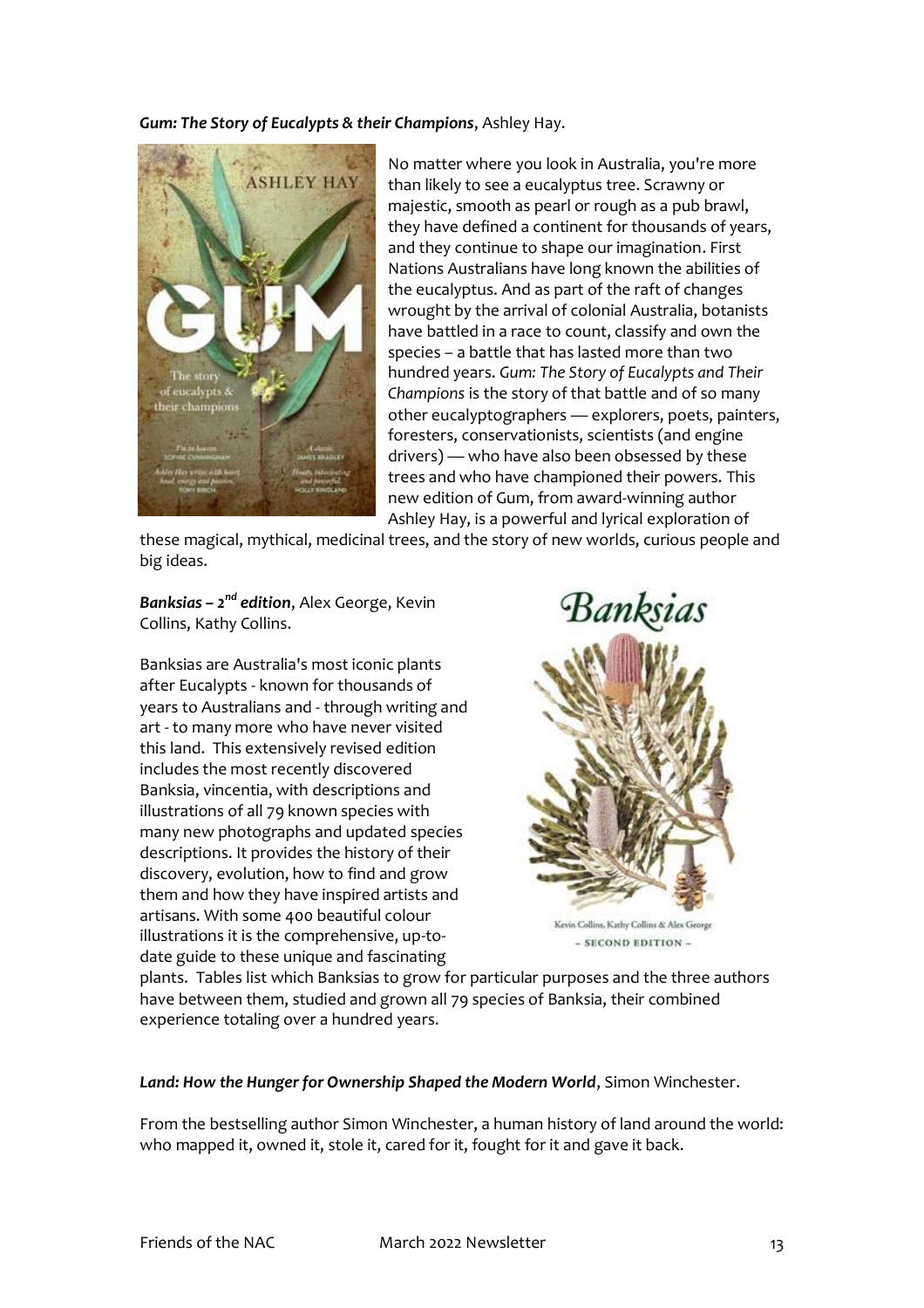***Gum: The Story of Eucalypts & their Champions***, Ashley Hay.

No matter where you look in Australia, you're more than likely to see a eucalyptus tree. Scrawny or majestic, smooth as pearl or rough as a pub brawl, they have defined a continent for thousands of years, and they continue to shape our imagination. First Nations Australians have long known the abilities of the eucalyptus. And as part of the raft of changes wrought by the arrival of colonial Australia, botanists have battled in a race to count, classify and own the species – a battle that has lasted more than two hundred years. *Gum: The Story of Eucalypts and Their Champions* is the story of that battle and of so many other eucalyptographers — explorers, poets, painters, foresters, conservationists, scientists (and engine drivers) — who have also been obsessed by these trees and who have championed their powers. This new edition of Gum, from award-winning author Ashley Hay, is a powerful and lyrical exploration of these magical, mythical, medicinal trees, and the story of new worlds, curious people and big ideas.

***Banksias – 2nd edition***, Alex George, Kevin Collins, Kathy Collins.

Banksias are Australia's most iconic plants after Eucalypts - known for thousands of years to Australians and - through writing and art - to many more who have never visited this land. This extensively revised edition includes the most recently discovered Banksia, vincentia, with descriptions and illustrations of all 79 known species with many new photographs and updated species descriptions. It provides the history of their discovery, evolution, how to find and grow them and how they have inspired artists and artisans. With some 400 beautiful colour illustrations it is the comprehensive, up-to-date guide to these unique and fascinating plants. Tables list which Banksias to grow for particular purposes and the three authors have between them, studied and grown all 79 species of Banksia, their combined experience totaling over a hundred years.

***Land: How the Hunger for Ownership Shaped the Modern World***, Simon Winchester.

From the bestselling author Simon Winchester, a human history of land around the world: who mapped it, owned it, stole it, cared for it, fought for it and gave it back.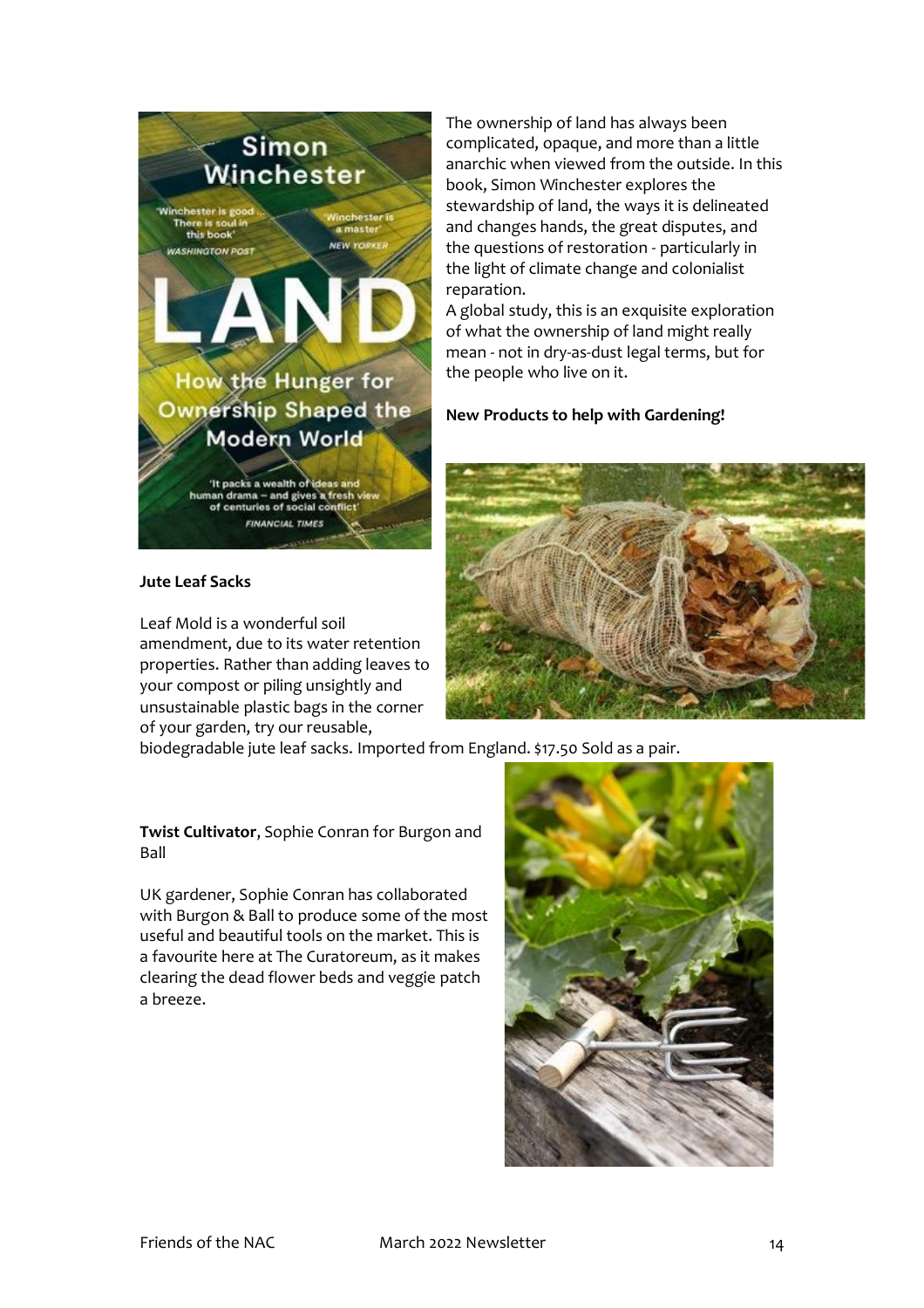The ownership of land has always been complicated, opaque, and more than a little anarchic when viewed from the outside. In this book, Simon Winchester explores the stewardship of land, the ways it is delineated and changes hands, the great disputes, and the questions of restoration - particularly in the light of climate change and colonialist reparation.

A global study, this is an exquisite exploration of what the ownership of land might really mean - not in dry-as-dust legal terms, but for the people who live on it.

**New Products to help with Gardening!**

**Jute Leaf Sacks**

Leaf Mold is a wonderful soil amendment, due to its water retention properties. Rather than adding leaves to your compost or piling unsightly and unsustainable plastic bags in the corner of your garden, try our reusable, biodegradable jute leaf sacks. Imported from England. $17.50 Sold as a pair.

**Twist Cultivator**, Sophie Conran for Burgon and Ball

UK gardener, Sophie Conran has collaborated with Burgon & Ball to produce some of the most useful and beautiful tools on the market. This is a favourite here at The Curatoreum, as it makes clearing the dead flower beds and veggie patch a breeze.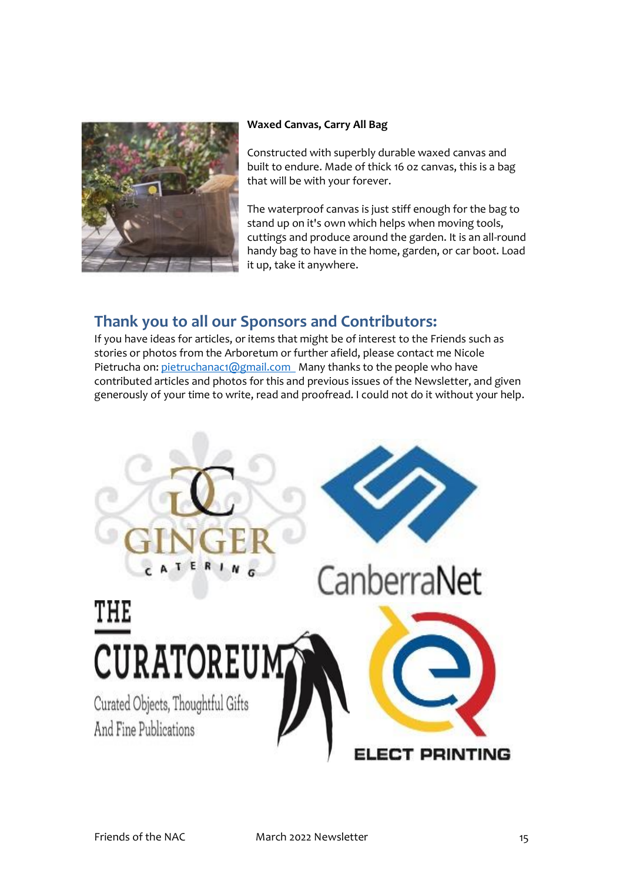**Waxed Canvas, Carry All Bag**

Constructed with superbly durable waxed canvas and built to endure. Made of thick 16 oz canvas, this is a bag that will be with your forever.

The waterproof canvas is just stiff enough for the bag to stand up on it's own which helps when moving tools, cuttings and produce around the garden. It is an all-round handy bag to have in the home, garden, or car boot. Load it up, take it anywhere.

## Thank you to all our Sponsors and Contributors:

If you have ideas for articles, or items that might be of interest to the Friends such as stories or photos from the Arboretum or further afield, please contact me Nicole Pietrucha on: pietruchanac1@gmail.com Many thanks to the people who have contributed articles and photos for this and previous issues of the Newsletter, and given generously of your time to write, read and proofread. I could not do it without your help.

GINGER CATERING

CanberraNet

THE CURATOREUM
Curated Objects, Thoughtful Gifts And Fine Publications

ELECT PRINTING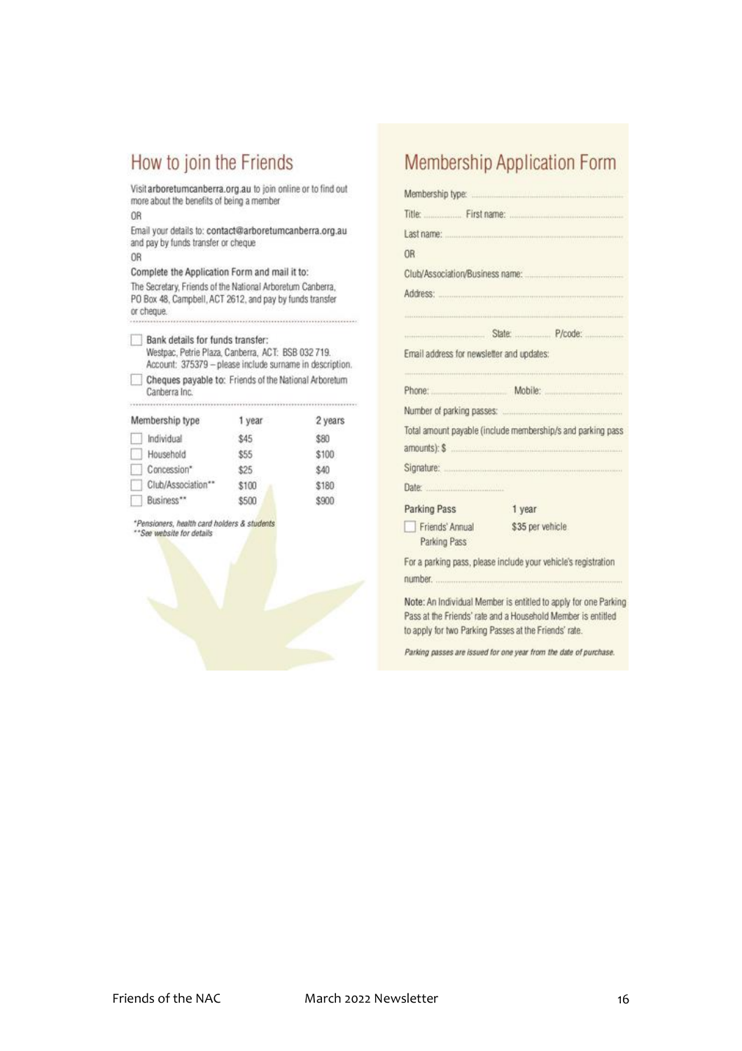## How to join the Friends

Visit **arboretumcanberra.org.au** to join online or to find out more about the benefits of being a member

OR

Email your details to: **contact@arboretumcanberra.org.au** and pay by funds transfer or cheque

OR

**Complete the Application Form and mail it to:**

The Secretary, Friends of the National Arboretum Canberra, PO Box 48, Campbell, ACT 2612, and pay by funds transfer or cheque.

☐ **Bank details for funds transfer:**
Westpac, Petrie Plaza, Canberra, ACT: BSB 032 719.
Account: 375379 – please include surname in description.

☐ **Cheques payable to:** Friends of the National Arboretum Canberra Inc.

| Membership type | 1 year | 2 years |
|---|---|---|
| ☐ Individual | $45 | $80 |
| ☐ Household | $55 | $100 |
| ☐ Concession* | $25 | $40 |
| ☐ Club/Association** | $100 | $180 |
| ☐ Business** | $500 | $900 |

*\*Pensioners, health card holders & students*
*\*\*See website for details*

## Membership Application Form

Membership type: ..........

Title: .......... First name: ..........

Last name: ..........

OR

Club/Association/Business name: ..........

Address: ..........

.......... State: .......... P/code: ..........

Email address for newsletter and updates:

..........

Phone: .......... Mobile: ..........

Number of parking passes: ..........

Total amount payable (include membership/s and parking pass amounts): $ ..........

Signature: ..........

Date: ..........

| Parking Pass | 1 year |
|---|---|
| ☐ Friends' Annual Parking Pass | $35 per vehicle |

For a parking pass, please include your vehicle's registration number. ..........

**Note:** An Individual Member is entitled to apply for one Parking Pass at the Friends' rate and a Household Member is entitled to apply for two Parking Passes at the Friends' rate.

*Parking passes are issued for one year from the date of purchase.*